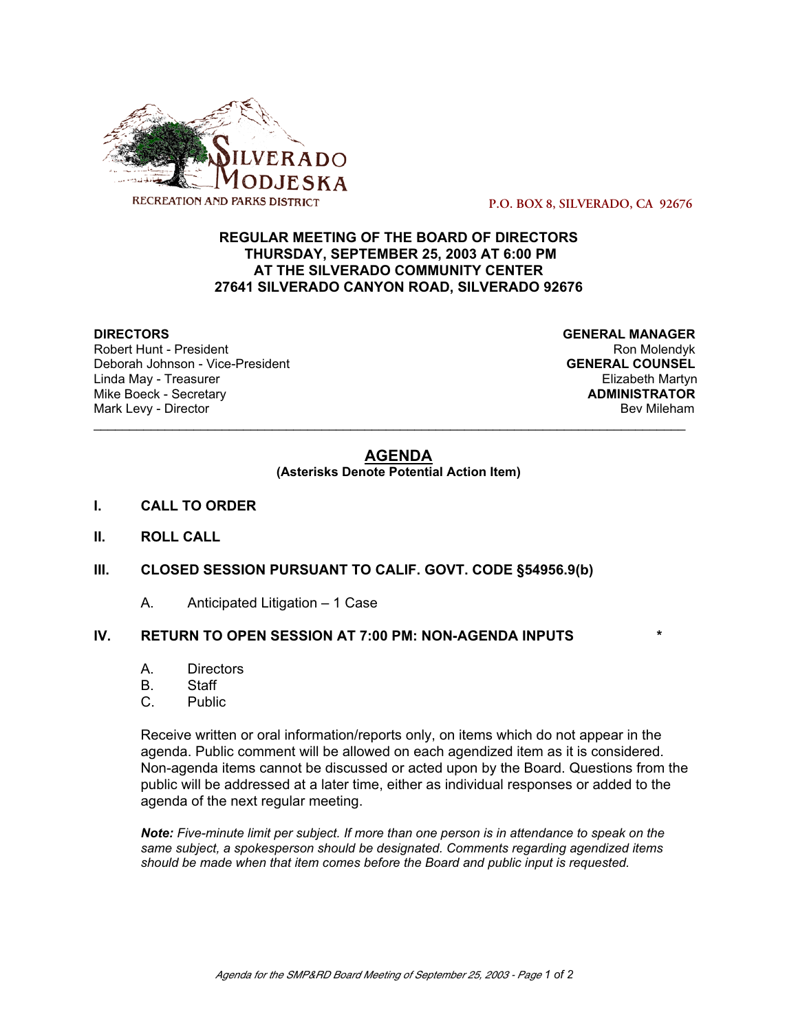SILVERADO MODJESKA RECREATION AND PARKS DISTRICT

P.O. BOX 8, SILVERADO, CA 92676

**REGULAR MEETING OF THE BOARD OF DIRECTORS**
**THURSDAY, SEPTEMBER 25, 2003 AT 6:00 PM**
**AT THE SILVERADO COMMUNITY CENTER**
**27641 SILVERADO CANYON ROAD, SILVERADO 92676**

**DIRECTORS**
Robert Hunt - President
Deborah Johnson - Vice-President
Linda May - Treasurer
Mike Boeck - Secretary
Mark Levy - Director

**GENERAL MANAGER**
Ron Molendyk
**GENERAL COUNSEL**
Elizabeth Martyn
**ADMINISTRATOR**
Bev Mileham

---

# AGENDA

**(Asterisks Denote Potential Action Item)**

**I. CALL TO ORDER**

**II. ROLL CALL**

**III. CLOSED SESSION PURSUANT TO CALIF. GOVT. CODE §54956.9(b)**

A. Anticipated Litigation – 1 Case

**IV. RETURN TO OPEN SESSION AT 7:00 PM: NON-AGENDA INPUTS** *

A. Directors
B. Staff
C. Public

Receive written or oral information/reports only, on items which do not appear in the agenda. Public comment will be allowed on each agendized item as it is considered. Non-agenda items cannot be discussed or acted upon by the Board. Questions from the public will be addressed at a later time, either as individual responses or added to the agenda of the next regular meeting.

***Note:** Five-minute limit per subject. If more than one person is in attendance to speak on the same subject, a spokesperson should be designated. Comments regarding agendized items should be made when that item comes before the Board and public input is requested.*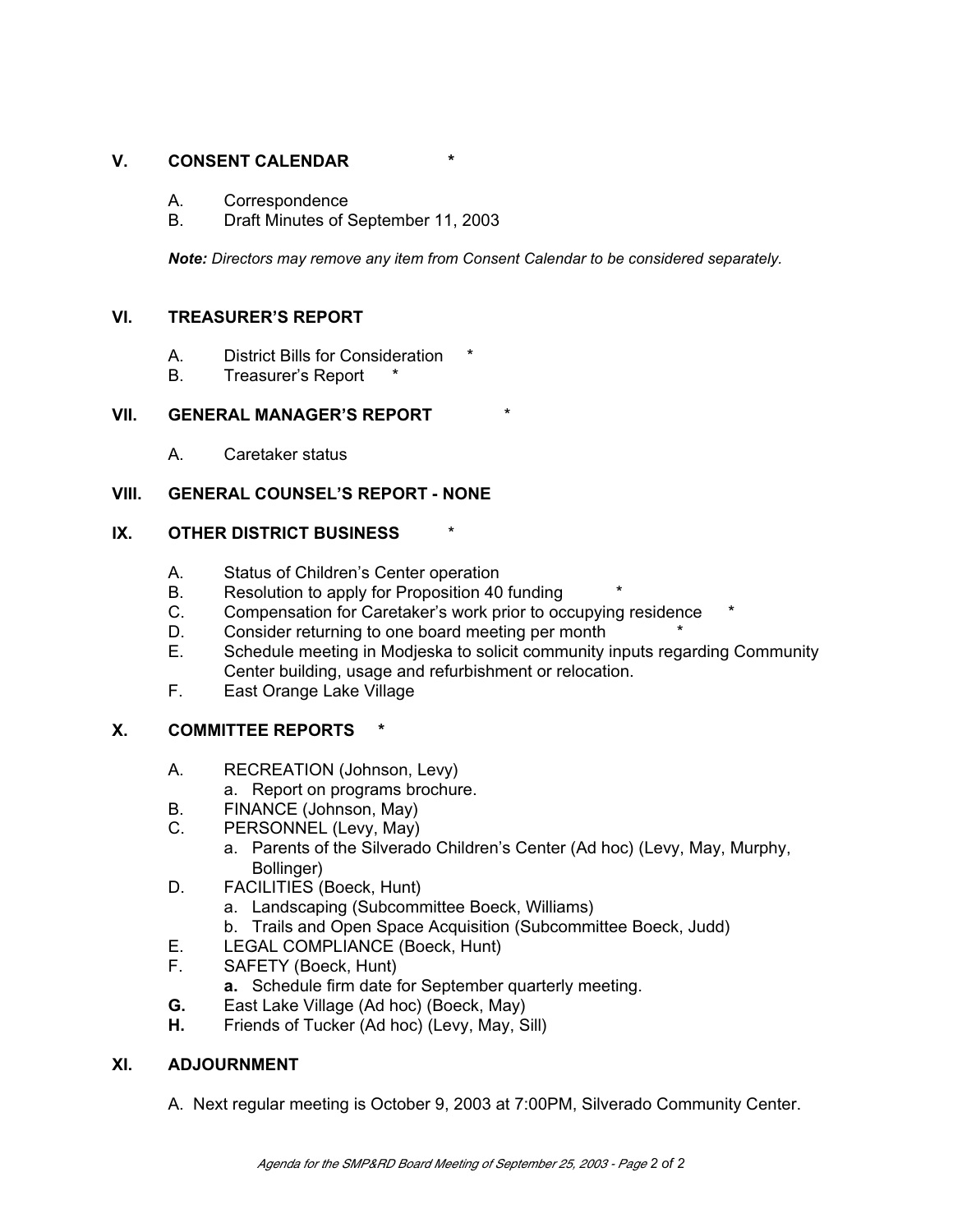## V. CONSENT CALENDAR *

A. Correspondence
B. Draft Minutes of September 11, 2003

***Note:*** *Directors may remove any item from Consent Calendar to be considered separately.*

## VI. TREASURER'S REPORT

A. District Bills for Consideration *
B. Treasurer's Report *

## VII. GENERAL MANAGER'S REPORT *

A. Caretaker status

## VIII. GENERAL COUNSEL'S REPORT - NONE

## IX. OTHER DISTRICT BUSINESS *

A. Status of Children's Center operation
B. Resolution to apply for Proposition 40 funding *
C. Compensation for Caretaker's work prior to occupying residence *
D. Consider returning to one board meeting per month *
E. Schedule meeting in Modjeska to solicit community inputs regarding Community Center building, usage and refurbishment or relocation.
F. East Orange Lake Village

## X. COMMITTEE REPORTS *

A. RECREATION (Johnson, Levy)
   a. Report on programs brochure.
B. FINANCE (Johnson, May)
C. PERSONNEL (Levy, May)
   a. Parents of the Silverado Children's Center (Ad hoc) (Levy, May, Murphy, Bollinger)
D. FACILITIES (Boeck, Hunt)
   a. Landscaping (Subcommittee Boeck, Williams)
   b. Trails and Open Space Acquisition (Subcommittee Boeck, Judd)
E. LEGAL COMPLIANCE (Boeck, Hunt)
F. SAFETY (Boeck, Hunt)
   **a.** Schedule firm date for September quarterly meeting.
**G.** East Lake Village (Ad hoc) (Boeck, May)
**H.** Friends of Tucker (Ad hoc) (Levy, May, Sill)

## XI. ADJOURNMENT

A. Next regular meeting is October 9, 2003 at 7:00PM, Silverado Community Center.